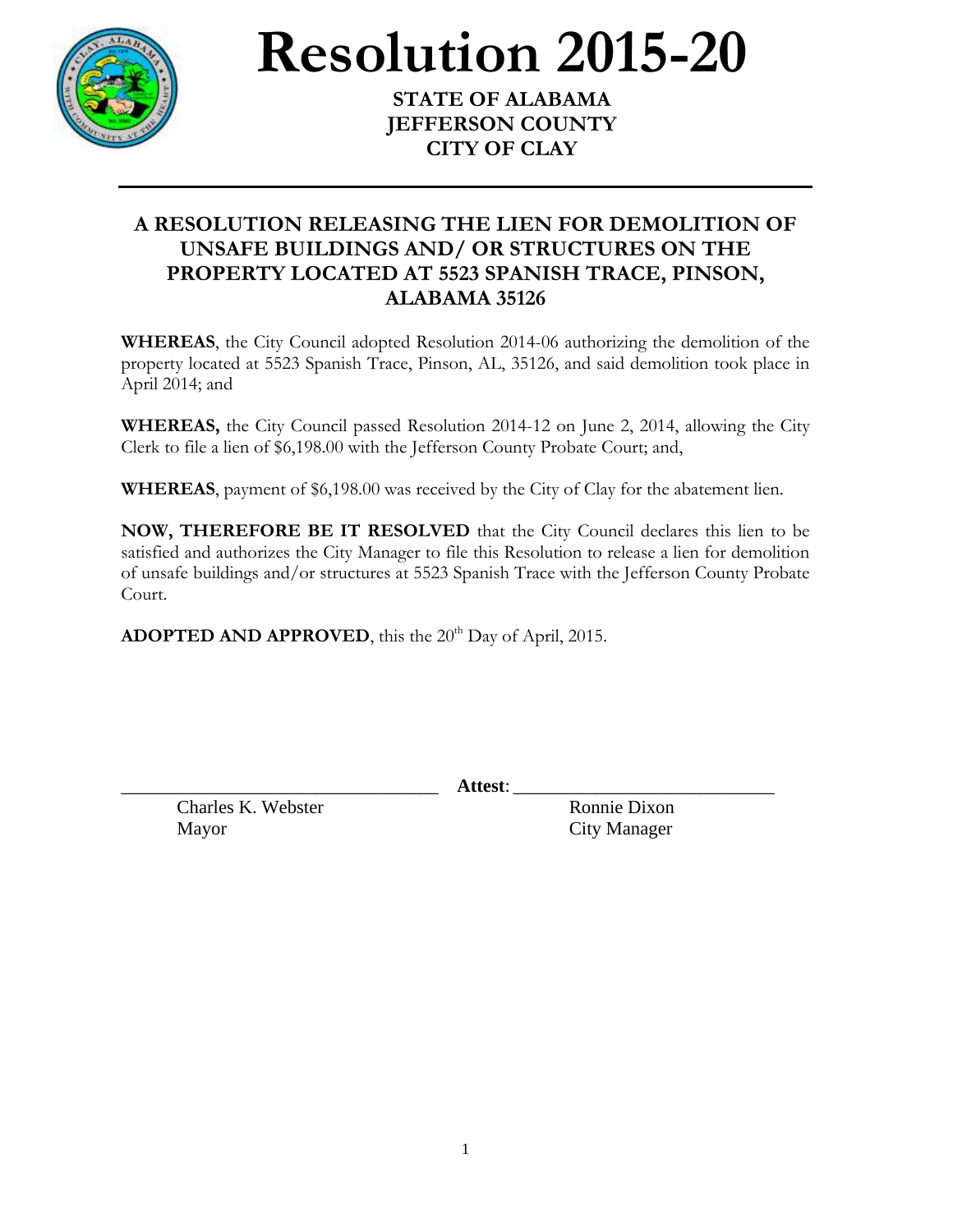# Resolution 2015-20

**STATE OF ALABAMA**
**JEFFERSON COUNTY**
**CITY OF CLAY**

---

## A RESOLUTION RELEASING THE LIEN FOR DEMOLITION OF UNSAFE BUILDINGS AND/ OR STRUCTURES ON THE PROPERTY LOCATED AT 5523 SPANISH TRACE, PINSON, ALABAMA 35126

**WHEREAS**, the City Council adopted Resolution 2014-06 authorizing the demolition of the property located at 5523 Spanish Trace, Pinson, AL, 35126, and said demolition took place in April 2014; and

**WHEREAS,** the City Council passed Resolution 2014-12 on June 2, 2014, allowing the City Clerk to file a lien of $6,198.00 with the Jefferson County Probate Court; and,

**WHEREAS**, payment of $6,198.00 was received by the City of Clay for the abatement lien.

**NOW, THEREFORE BE IT RESOLVED** that the City Council declares this lien to be satisfied and authorizes the City Manager to file this Resolution to release a lien for demolition of unsafe buildings and/or structures at 5523 Spanish Trace with the Jefferson County Probate Court.

**ADOPTED AND APPROVED**, this the 20th Day of April, 2015.

_________________________________ **Attest**: ___________________________

Charles K. Webster
Mayor

Ronnie Dixon
City Manager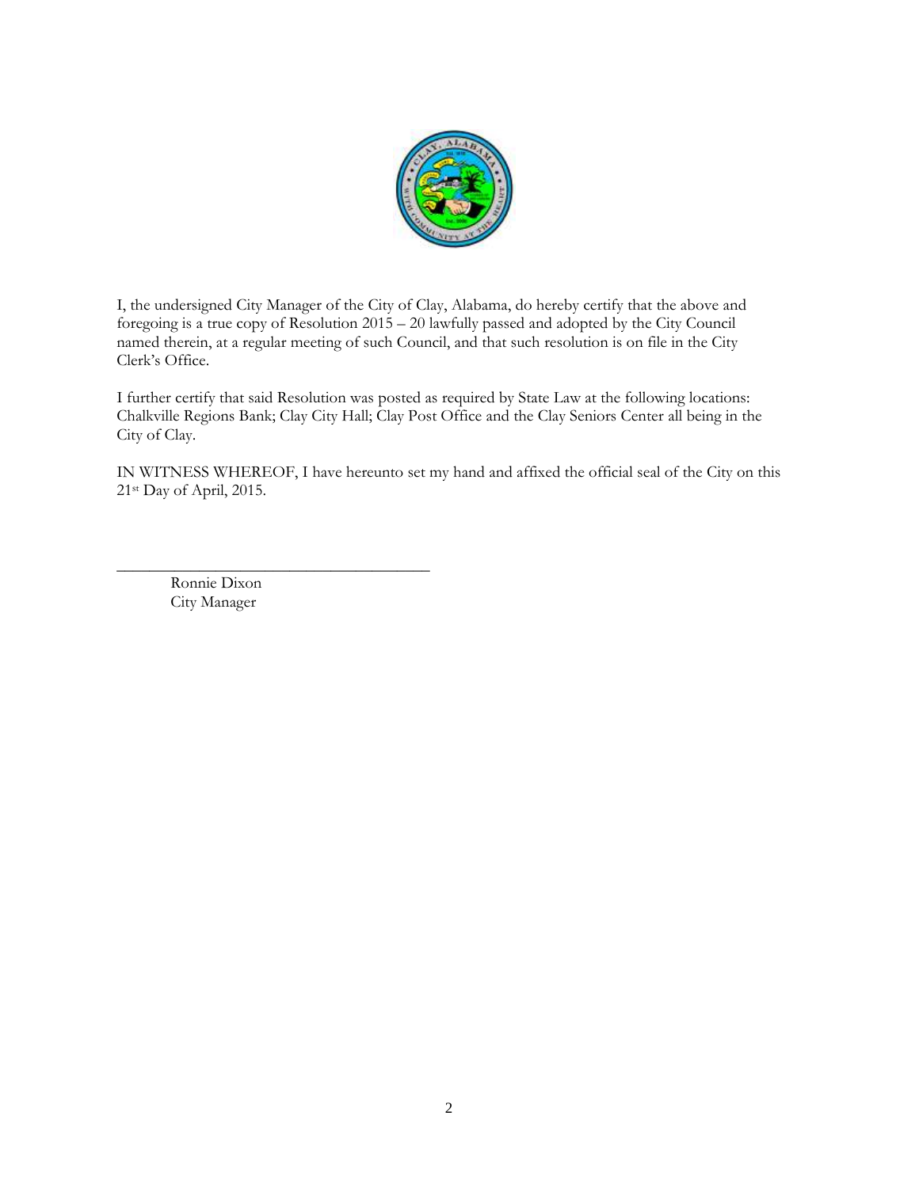I, the undersigned City Manager of the City of Clay, Alabama, do hereby certify that the above and foregoing is a true copy of Resolution 2015 – 20 lawfully passed and adopted by the City Council named therein, at a regular meeting of such Council, and that such resolution is on file in the City Clerk's Office.

I further certify that said Resolution was posted as required by State Law at the following locations: Chalkville Regions Bank; Clay City Hall; Clay Post Office and the Clay Seniors Center all being in the City of Clay.

IN WITNESS WHEREOF, I have hereunto set my hand and affixed the official seal of the City on this 21st Day of April, 2015.

\_\_\_\_\_\_\_\_\_\_\_\_\_\_\_\_\_\_\_\_\_\_\_\_\_\_\_\_\_\_\_\_\_\_\_\_\_\_\_\_

Ronnie Dixon
City Manager